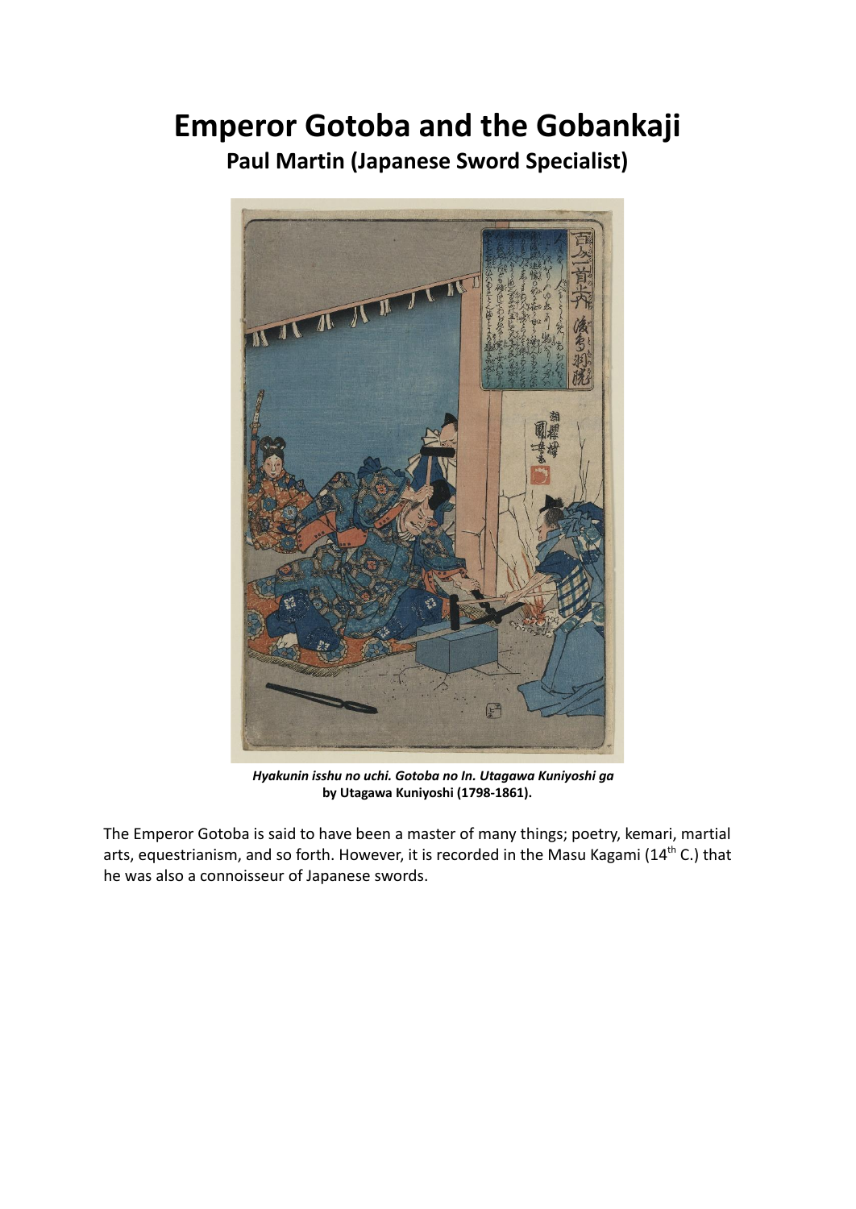# Emperor Gotoba and the Gobankaji

**Paul Martin (Japanese Sword Specialist)**

***Hyakunin isshu no uchi. Gotoba no In. Utagawa Kuniyoshi ga***
**by Utagawa Kuniyoshi (1798-1861).**

The Emperor Gotoba is said to have been a master of many things; poetry, kemari, martial arts, equestrianism, and so forth. However, it is recorded in the Masu Kagami (14th C.) that he was also a connoisseur of Japanese swords.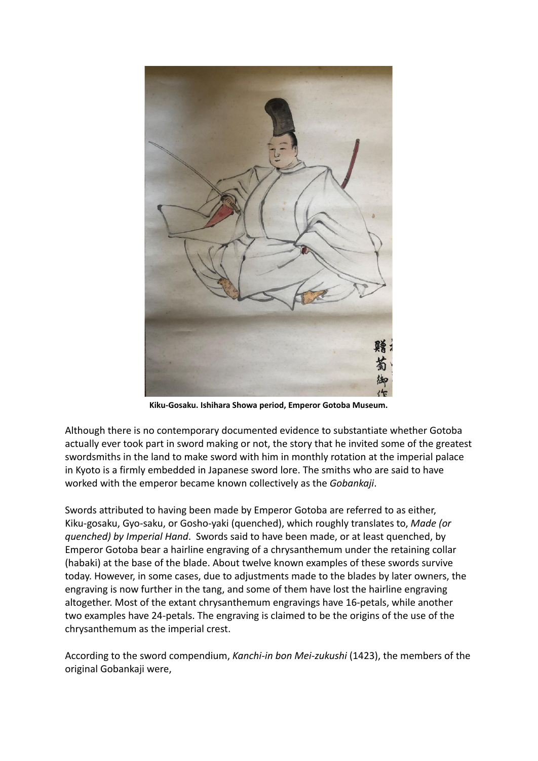**Kiku-Gosaku. Ishihara Showa period, Emperor Gotoba Museum.**

Although there is no contemporary documented evidence to substantiate whether Gotoba actually ever took part in sword making or not, the story that he invited some of the greatest swordsmiths in the land to make sword with him in monthly rotation at the imperial palace in Kyoto is a firmly embedded in Japanese sword lore. The smiths who are said to have worked with the emperor became known collectively as the *Gobankaji*.

Swords attributed to having been made by Emperor Gotoba are referred to as either, Kiku-gosaku, Gyo-saku, or Gosho-yaki (quenched), which roughly translates to, *Made (or quenched) by Imperial Hand*. Swords said to have been made, or at least quenched, by Emperor Gotoba bear a hairline engraving of a chrysanthemum under the retaining collar (habaki) at the base of the blade. About twelve known examples of these swords survive today. However, in some cases, due to adjustments made to the blades by later owners, the engraving is now further in the tang, and some of them have lost the hairline engraving altogether. Most of the extant chrysanthemum engravings have 16-petals, while another two examples have 24-petals. The engraving is claimed to be the origins of the use of the chrysanthemum as the imperial crest.

According to the sword compendium, *Kanchi-in bon Mei-zukushi* (1423), the members of the original Gobankaji were,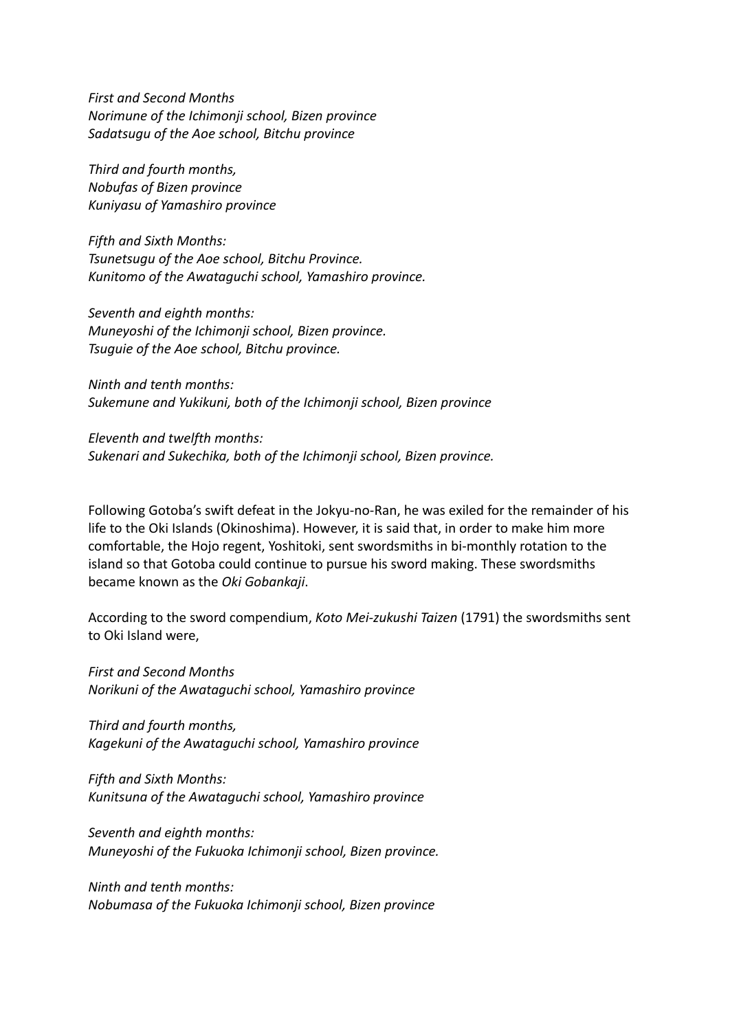*First and Second Months*
*Norimune of the Ichimonji school, Bizen province*
*Sadatsugu of the Aoe school, Bitchu province*

*Third and fourth months,*
*Nobufas of Bizen province*
*Kuniyasu of Yamashiro province*

*Fifth and Sixth Months:*
*Tsunetsugu of the Aoe school, Bitchu Province.*
*Kunitomo of the Awataguchi school, Yamashiro province.*

*Seventh and eighth months:*
*Muneyoshi of the Ichimonji school, Bizen province.*
*Tsuguie of the Aoe school, Bitchu province.*

*Ninth and tenth months:*
*Sukemune and Yukikuni, both of the Ichimonji school, Bizen province*

*Eleventh and twelfth months:*
*Sukenari and Sukechika, both of the Ichimonji school, Bizen province.*

Following Gotoba's swift defeat in the Jokyu-no-Ran, he was exiled for the remainder of his life to the Oki Islands (Okinoshima). However, it is said that, in order to make him more comfortable, the Hojo regent, Yoshitoki, sent swordsmiths in bi-monthly rotation to the island so that Gotoba could continue to pursue his sword making. These swordsmiths became known as the *Oki Gobankaji*.

According to the sword compendium, *Koto Mei-zukushi Taizen* (1791) the swordsmiths sent to Oki Island were,

*First and Second Months*
*Norikuni of the Awataguchi school, Yamashiro province*

*Third and fourth months,*
*Kagekuni of the Awataguchi school, Yamashiro province*

*Fifth and Sixth Months:*
*Kunitsuna of the Awataguchi school, Yamashiro province*

*Seventh and eighth months:*
*Muneyoshi of the Fukuoka Ichimonji school, Bizen province.*

*Ninth and tenth months:*
*Nobumasa of the Fukuoka Ichimonji school, Bizen province*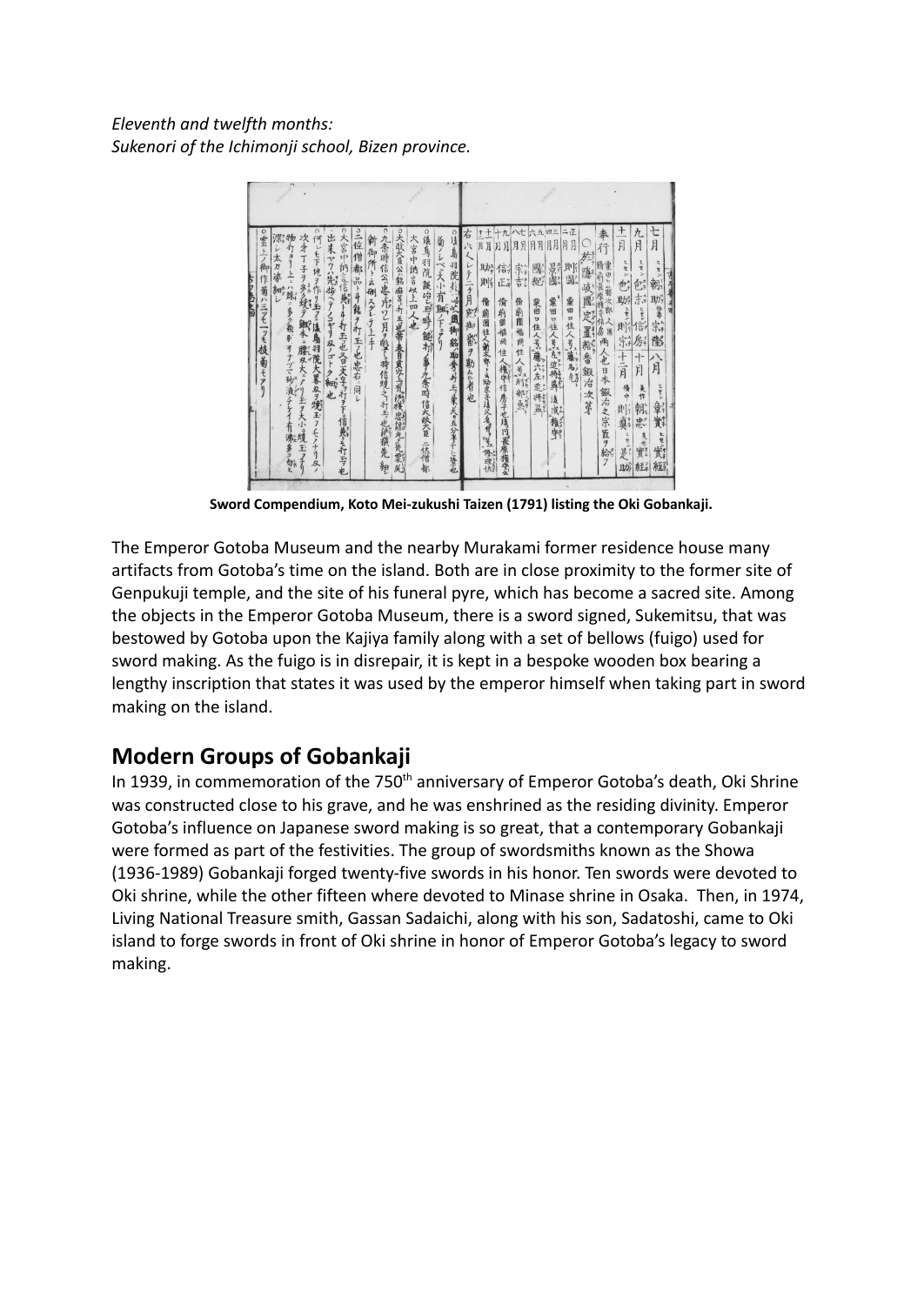*Eleventh and twelfth months:*
*Sukenori of the Ichimonji school, Bizen province.*

**Sword Compendium, Koto Mei-zukushi Taizen (1791) listing the Oki Gobankaji.**

The Emperor Gotoba Museum and the nearby Murakami former residence house many artifacts from Gotoba's time on the island. Both are in close proximity to the former site of Genpukuji temple, and the site of his funeral pyre, which has become a sacred site. Among the objects in the Emperor Gotoba Museum, there is a sword signed, Sukemitsu, that was bestowed by Gotoba upon the Kajiya family along with a set of bellows (fuigo) used for sword making. As the fuigo is in disrepair, it is kept in a bespoke wooden box bearing a lengthy inscription that states it was used by the emperor himself when taking part in sword making on the island.

## Modern Groups of Gobankaji

In 1939, in commemoration of the 750th anniversary of Emperor Gotoba's death, Oki Shrine was constructed close to his grave, and he was enshrined as the residing divinity. Emperor Gotoba's influence on Japanese sword making is so great, that a contemporary Gobankaji were formed as part of the festivities. The group of swordsmiths known as the Showa (1936-1989) Gobankaji forged twenty-five swords in his honor. Ten swords were devoted to Oki shrine, while the other fifteen where devoted to Minase shrine in Osaka. Then, in 1974, Living National Treasure smith, Gassan Sadaichi, along with his son, Sadatoshi, came to Oki island to forge swords in front of Oki shrine in honor of Emperor Gotoba's legacy to sword making.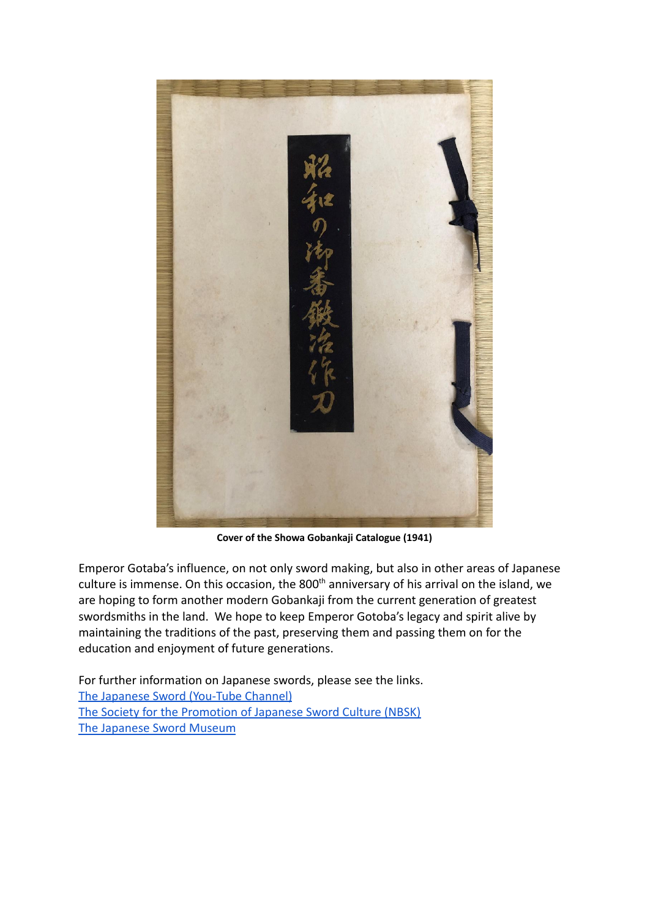Cover of the Showa Gobankaji Catalogue (1941)

Emperor Gotaba's influence, on not only sword making, but also in other areas of Japanese culture is immense. On this occasion, the 800th anniversary of his arrival on the island, we are hoping to form another modern Gobankaji from the current generation of greatest swordsmiths in the land. We hope to keep Emperor Gotoba's legacy and spirit alive by maintaining the traditions of the past, preserving them and passing them on for the education and enjoyment of future generations.

For further information on Japanese swords, please see the links.
The Japanese Sword (You-Tube Channel)
The Society for the Promotion of Japanese Sword Culture (NBSK)
The Japanese Sword Museum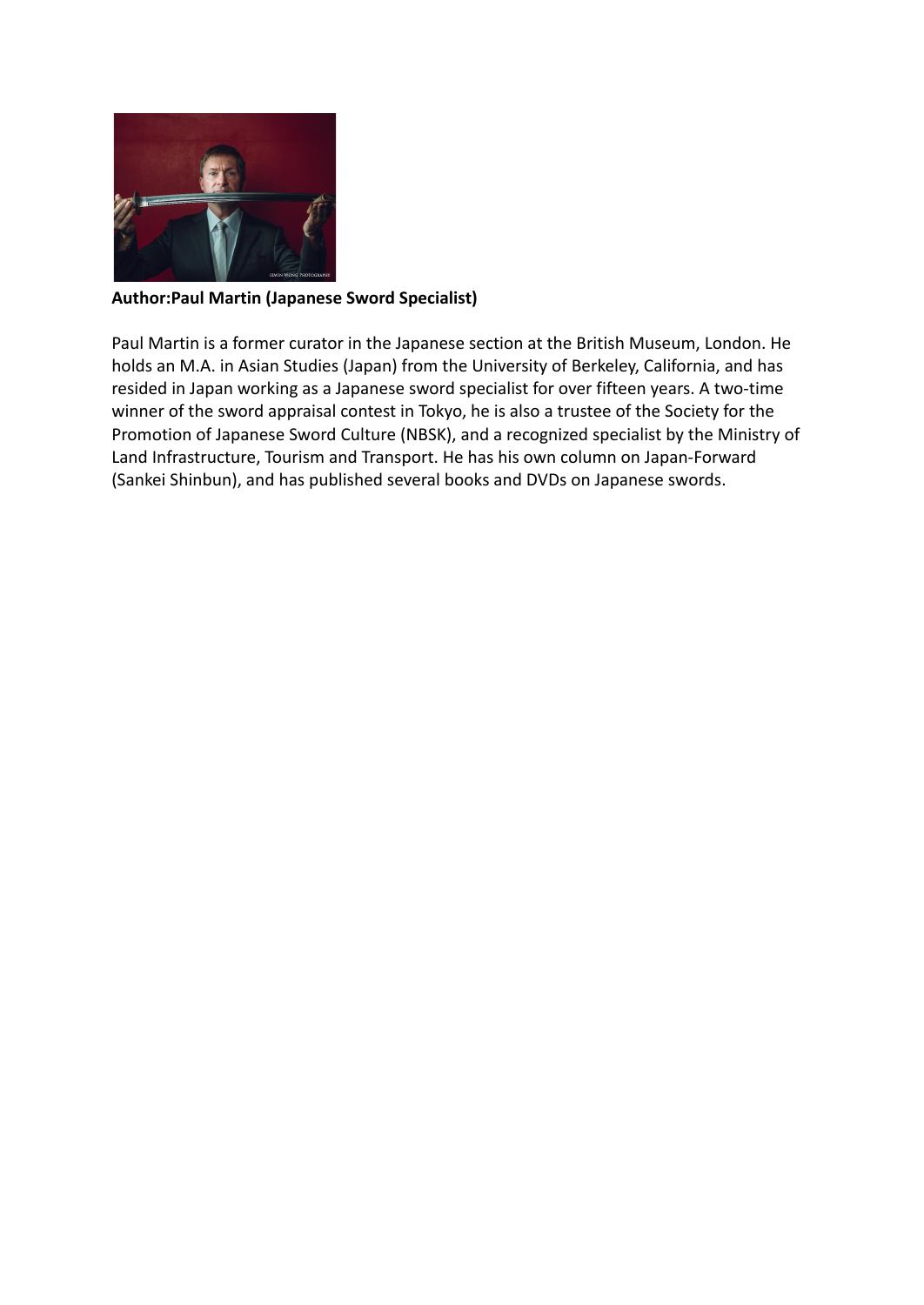**Author:Paul Martin (Japanese Sword Specialist)**

Paul Martin is a former curator in the Japanese section at the British Museum, London. He holds an M.A. in Asian Studies (Japan) from the University of Berkeley, California, and has resided in Japan working as a Japanese sword specialist for over fifteen years. A two-time winner of the sword appraisal contest in Tokyo, he is also a trustee of the Society for the Promotion of Japanese Sword Culture (NBSK), and a recognized specialist by the Ministry of Land Infrastructure, Tourism and Transport. He has his own column on Japan-Forward (Sankei Shinbun), and has published several books and DVDs on Japanese swords.